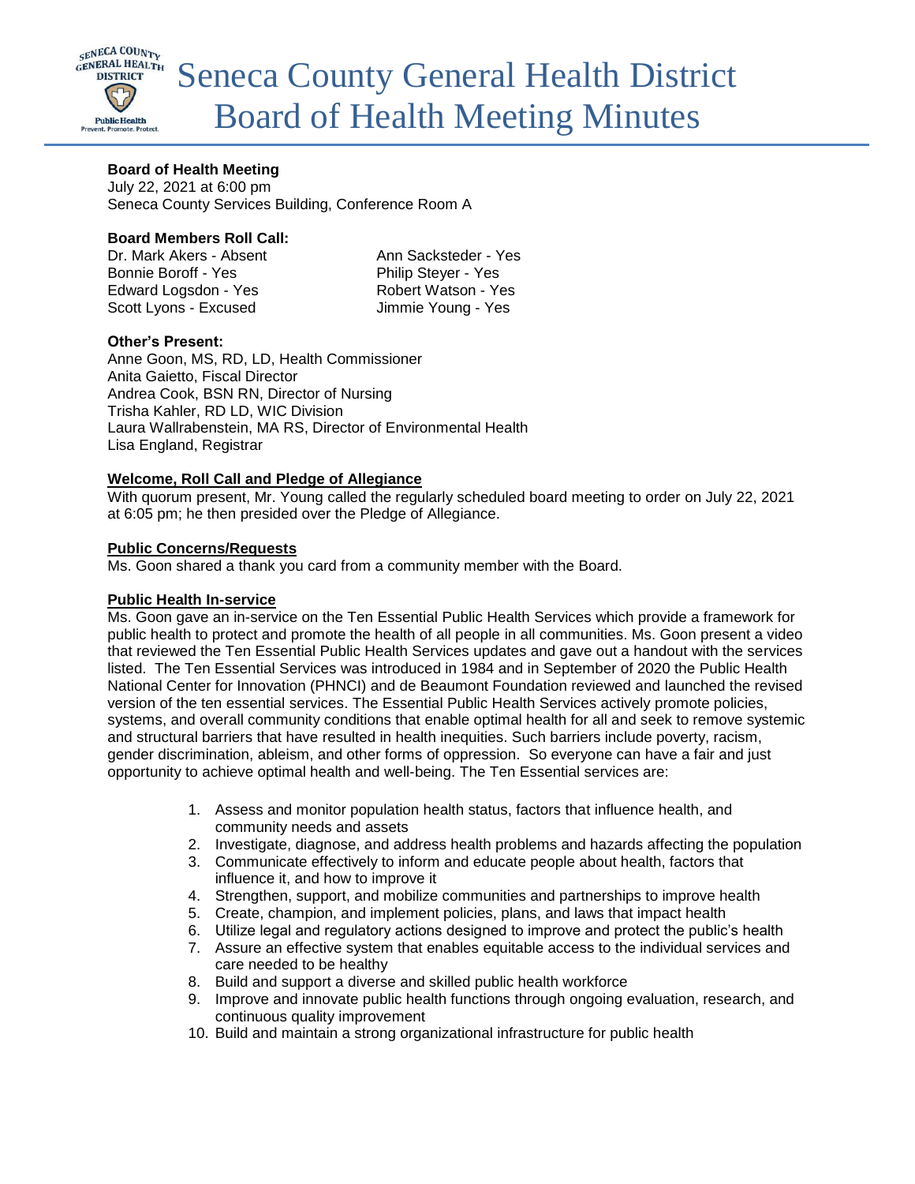# Seneca County General Health District Board of Health Meeting Minutes

**Board of Health Meeting**
July 22, 2021 at 6:00 pm
Seneca County Services Building, Conference Room A

**Board Members Roll Call:**

Dr. Mark Akers - Absent
Bonnie Boroff - Yes
Edward Logsdon - Yes
Scott Lyons - Excused
Ann Sacksteder - Yes
Philip Steyer - Yes
Robert Watson - Yes
Jimmie Young - Yes

**Other's Present:**
Anne Goon, MS, RD, LD, Health Commissioner
Anita Gaietto, Fiscal Director
Andrea Cook, BSN RN, Director of Nursing
Trisha Kahler, RD LD, WIC Division
Laura Wallrabenstein, MA RS, Director of Environmental Health
Lisa England, Registrar

**Welcome, Roll Call and Pledge of Allegiance**

With quorum present, Mr. Young called the regularly scheduled board meeting to order on July 22, 2021 at 6:05 pm; he then presided over the Pledge of Allegiance.

**Public Concerns/Requests**

Ms. Goon shared a thank you card from a community member with the Board.

**Public Health In-service**

Ms. Goon gave an in-service on the Ten Essential Public Health Services which provide a framework for public health to protect and promote the health of all people in all communities. Ms. Goon present a video that reviewed the Ten Essential Public Health Services updates and gave out a handout with the services listed. The Ten Essential Services was introduced in 1984 and in September of 2020 the Public Health National Center for Innovation (PHNCI) and de Beaumont Foundation reviewed and launched the revised version of the ten essential services. The Essential Public Health Services actively promote policies, systems, and overall community conditions that enable optimal health for all and seek to remove systemic and structural barriers that have resulted in health inequities. Such barriers include poverty, racism, gender discrimination, ableism, and other forms of oppression. So everyone can have a fair and just opportunity to achieve optimal health and well-being. The Ten Essential services are:

1. Assess and monitor population health status, factors that influence health, and community needs and assets
2. Investigate, diagnose, and address health problems and hazards affecting the population
3. Communicate effectively to inform and educate people about health, factors that influence it, and how to improve it
4. Strengthen, support, and mobilize communities and partnerships to improve health
5. Create, champion, and implement policies, plans, and laws that impact health
6. Utilize legal and regulatory actions designed to improve and protect the public's health
7. Assure an effective system that enables equitable access to the individual services and care needed to be healthy
8. Build and support a diverse and skilled public health workforce
9. Improve and innovate public health functions through ongoing evaluation, research, and continuous quality improvement
10. Build and maintain a strong organizational infrastructure for public health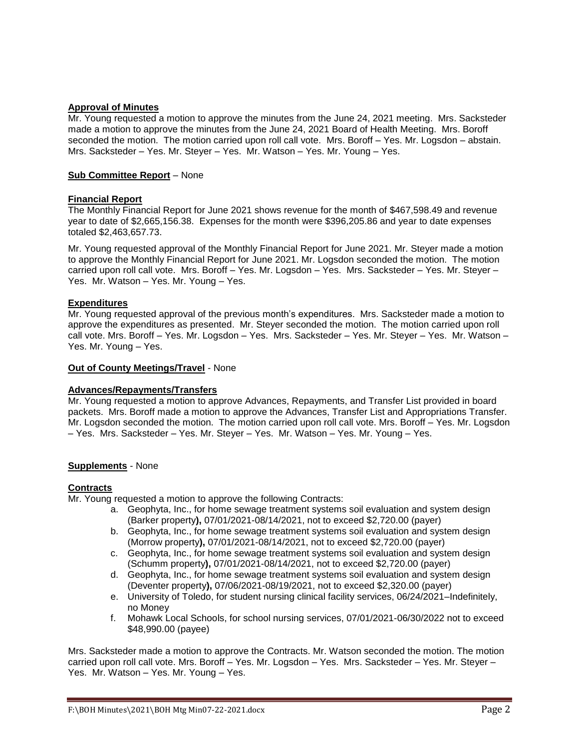**Approval of Minutes**

Mr. Young requested a motion to approve the minutes from the June 24, 2021 meeting. Mrs. Sacksteder made a motion to approve the minutes from the June 24, 2021 Board of Health Meeting. Mrs. Boroff seconded the motion. The motion carried upon roll call vote. Mrs. Boroff – Yes. Mr. Logsdon – abstain. Mrs. Sacksteder – Yes. Mr. Steyer – Yes. Mr. Watson – Yes. Mr. Young – Yes.

**Sub Committee Report** – None

**Financial Report**

The Monthly Financial Report for June 2021 shows revenue for the month of $467,598.49 and revenue year to date of $2,665,156.38. Expenses for the month were $396,205.86 and year to date expenses totaled $2,463,657.73.

Mr. Young requested approval of the Monthly Financial Report for June 2021. Mr. Steyer made a motion to approve the Monthly Financial Report for June 2021. Mr. Logsdon seconded the motion. The motion carried upon roll call vote. Mrs. Boroff – Yes. Mr. Logsdon – Yes. Mrs. Sacksteder – Yes. Mr. Steyer – Yes. Mr. Watson – Yes. Mr. Young – Yes.

**Expenditures**

Mr. Young requested approval of the previous month's expenditures. Mrs. Sacksteder made a motion to approve the expenditures as presented. Mr. Steyer seconded the motion. The motion carried upon roll call vote. Mrs. Boroff – Yes. Mr. Logsdon – Yes. Mrs. Sacksteder – Yes. Mr. Steyer – Yes. Mr. Watson – Yes. Mr. Young – Yes.

**Out of County Meetings/Travel** - None

**Advances/Repayments/Transfers**

Mr. Young requested a motion to approve Advances, Repayments, and Transfer List provided in board packets. Mrs. Boroff made a motion to approve the Advances, Transfer List and Appropriations Transfer. Mr. Logsdon seconded the motion. The motion carried upon roll call vote. Mrs. Boroff – Yes. Mr. Logsdon – Yes. Mrs. Sacksteder – Yes. Mr. Steyer – Yes. Mr. Watson – Yes. Mr. Young – Yes.

**Supplements** - None

**Contracts**

Mr. Young requested a motion to approve the following Contracts:

a. Geophyta, Inc., for home sewage treatment systems soil evaluation and system design (Barker property**),** 07/01/2021-08/14/2021, not to exceed $2,720.00 (payer)
b. Geophyta, Inc., for home sewage treatment systems soil evaluation and system design (Morrow property**),** 07/01/2021-08/14/2021, not to exceed $2,720.00 (payer)
c. Geophyta, Inc., for home sewage treatment systems soil evaluation and system design (Schumm property**),** 07/01/2021-08/14/2021, not to exceed $2,720.00 (payer)
d. Geophyta, Inc., for home sewage treatment systems soil evaluation and system design (Deventer property**),** 07/06/2021-08/19/2021, not to exceed $2,320.00 (payer)
e. University of Toledo, for student nursing clinical facility services, 06/24/2021–Indefinitely, no Money
f. Mohawk Local Schools, for school nursing services, 07/01/2021-06/30/2022 not to exceed $48,990.00 (payee)

Mrs. Sacksteder made a motion to approve the Contracts. Mr. Watson seconded the motion. The motion carried upon roll call vote. Mrs. Boroff – Yes. Mr. Logsdon – Yes. Mrs. Sacksteder – Yes. Mr. Steyer – Yes. Mr. Watson – Yes. Mr. Young – Yes.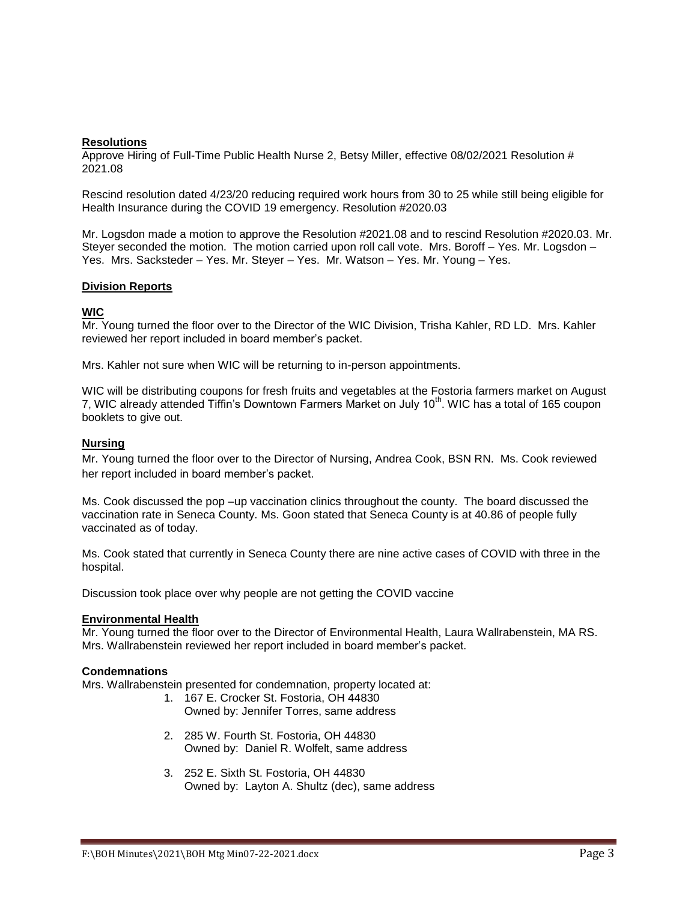**Resolutions**

Approve Hiring of Full-Time Public Health Nurse 2, Betsy Miller, effective 08/02/2021 Resolution # 2021.08

Rescind resolution dated 4/23/20 reducing required work hours from 30 to 25 while still being eligible for Health Insurance during the COVID 19 emergency. Resolution #2020.03

Mr. Logsdon made a motion to approve the Resolution #2021.08 and to rescind Resolution #2020.03. Mr. Steyer seconded the motion. The motion carried upon roll call vote. Mrs. Boroff – Yes. Mr. Logsdon – Yes. Mrs. Sacksteder – Yes. Mr. Steyer – Yes. Mr. Watson – Yes. Mr. Young – Yes.

**Division Reports**

**WIC**

Mr. Young turned the floor over to the Director of the WIC Division, Trisha Kahler, RD LD. Mrs. Kahler reviewed her report included in board member's packet.

Mrs. Kahler not sure when WIC will be returning to in-person appointments.

WIC will be distributing coupons for fresh fruits and vegetables at the Fostoria farmers market on August 7, WIC already attended Tiffin's Downtown Farmers Market on July 10th. WIC has a total of 165 coupon booklets to give out.

**Nursing**

Mr. Young turned the floor over to the Director of Nursing, Andrea Cook, BSN RN. Ms. Cook reviewed her report included in board member's packet.

Ms. Cook discussed the pop –up vaccination clinics throughout the county. The board discussed the vaccination rate in Seneca County. Ms. Goon stated that Seneca County is at 40.86 of people fully vaccinated as of today.

Ms. Cook stated that currently in Seneca County there are nine active cases of COVID with three in the hospital.

Discussion took place over why people are not getting the COVID vaccine

**Environmental Health**

Mr. Young turned the floor over to the Director of Environmental Health, Laura Wallrabenstein, MA RS. Mrs. Wallrabenstein reviewed her report included in board member's packet.

**Condemnations**

Mrs. Wallrabenstein presented for condemnation, property located at:

1. 167 E. Crocker St. Fostoria, OH 44830
   Owned by: Jennifer Torres, same address

2. 285 W. Fourth St. Fostoria, OH 44830
   Owned by: Daniel R. Wolfelt, same address

3. 252 E. Sixth St. Fostoria, OH 44830
   Owned by: Layton A. Shultz (dec), same address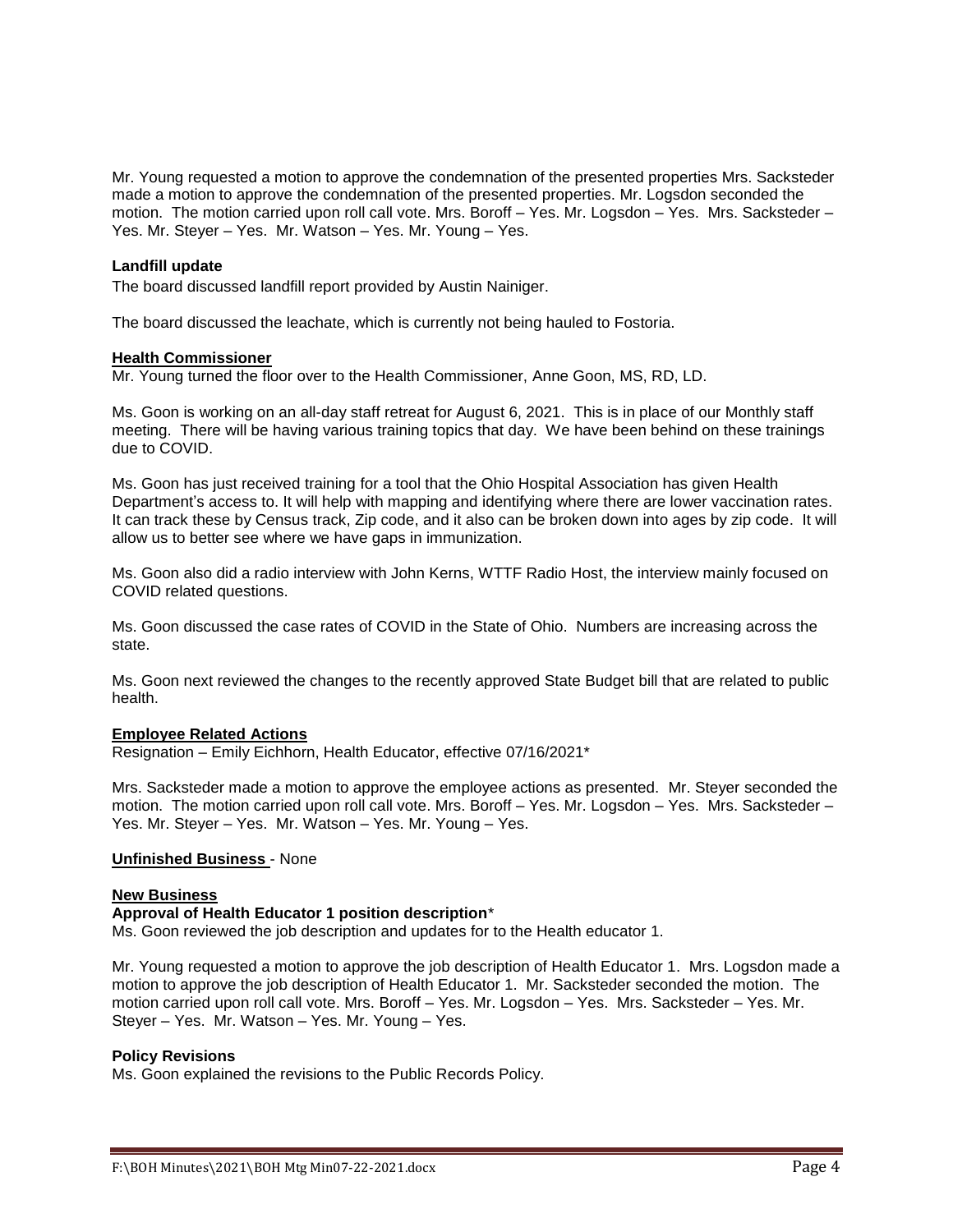Mr. Young requested a motion to approve the condemnation of the presented properties Mrs. Sacksteder made a motion to approve the condemnation of the presented properties. Mr. Logsdon seconded the motion. The motion carried upon roll call vote. Mrs. Boroff – Yes. Mr. Logsdon – Yes. Mrs. Sacksteder – Yes. Mr. Steyer – Yes. Mr. Watson – Yes. Mr. Young – Yes.

**Landfill update**

The board discussed landfill report provided by Austin Nainiger.

The board discussed the leachate, which is currently not being hauled to Fostoria.

**Health Commissioner**

Mr. Young turned the floor over to the Health Commissioner, Anne Goon, MS, RD, LD.

Ms. Goon is working on an all-day staff retreat for August 6, 2021. This is in place of our Monthly staff meeting. There will be having various training topics that day. We have been behind on these trainings due to COVID.

Ms. Goon has just received training for a tool that the Ohio Hospital Association has given Health Department's access to. It will help with mapping and identifying where there are lower vaccination rates. It can track these by Census track, Zip code, and it also can be broken down into ages by zip code. It will allow us to better see where we have gaps in immunization.

Ms. Goon also did a radio interview with John Kerns, WTTF Radio Host, the interview mainly focused on COVID related questions.

Ms. Goon discussed the case rates of COVID in the State of Ohio. Numbers are increasing across the state.

Ms. Goon next reviewed the changes to the recently approved State Budget bill that are related to public health.

**Employee Related Actions**

Resignation – Emily Eichhorn, Health Educator, effective 07/16/2021*

Mrs. Sacksteder made a motion to approve the employee actions as presented. Mr. Steyer seconded the motion. The motion carried upon roll call vote. Mrs. Boroff – Yes. Mr. Logsdon – Yes. Mrs. Sacksteder – Yes. Mr. Steyer – Yes. Mr. Watson – Yes. Mr. Young – Yes.

**Unfinished Business** - None

**New Business**

**Approval of Health Educator 1 position description***

Ms. Goon reviewed the job description and updates for to the Health educator 1.

Mr. Young requested a motion to approve the job description of Health Educator 1. Mrs. Logsdon made a motion to approve the job description of Health Educator 1. Mr. Sacksteder seconded the motion. The motion carried upon roll call vote. Mrs. Boroff – Yes. Mr. Logsdon – Yes. Mrs. Sacksteder – Yes. Mr. Steyer – Yes. Mr. Watson – Yes. Mr. Young – Yes.

**Policy Revisions**

Ms. Goon explained the revisions to the Public Records Policy.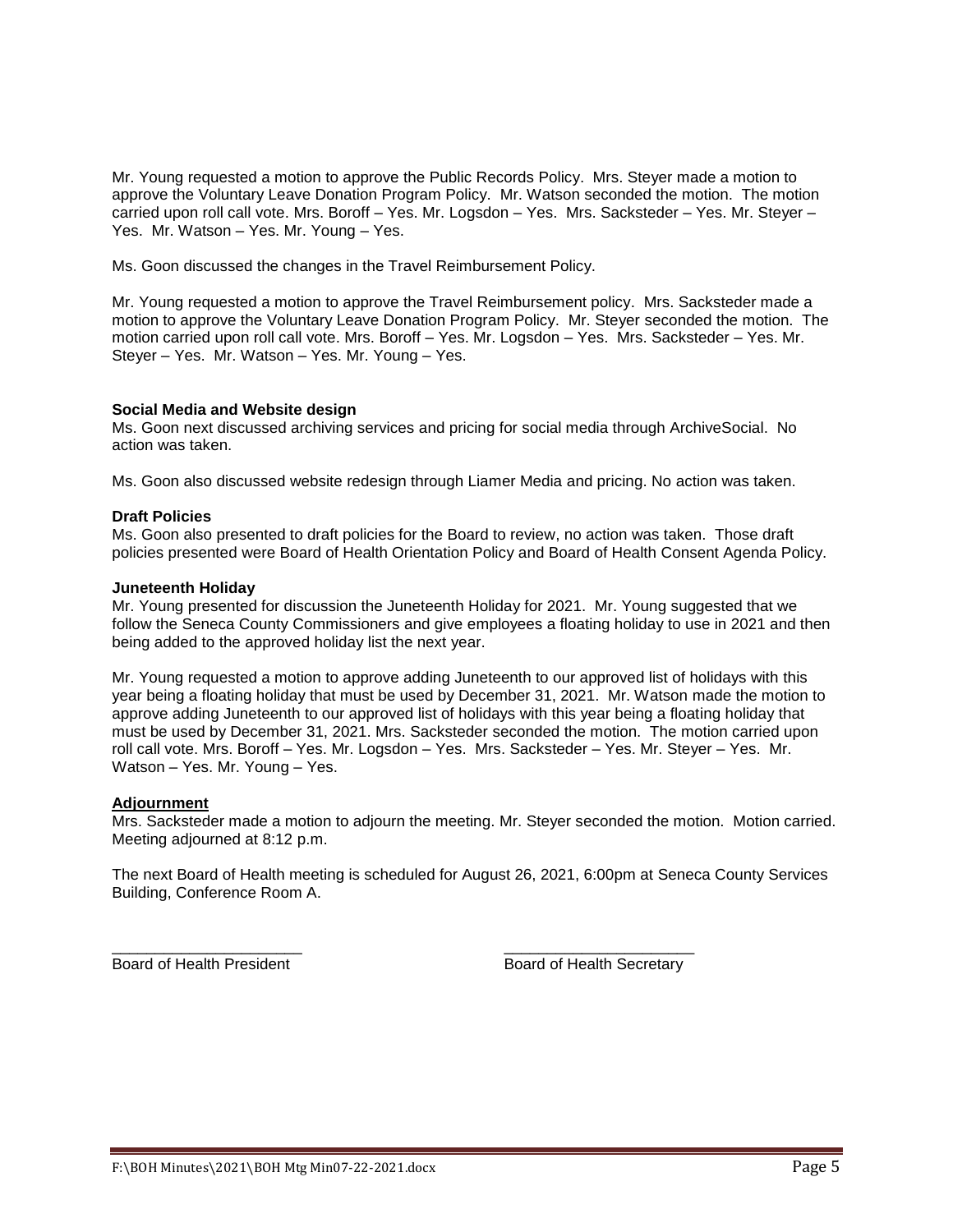Mr. Young requested a motion to approve the Public Records Policy. Mrs. Steyer made a motion to approve the Voluntary Leave Donation Program Policy. Mr. Watson seconded the motion. The motion carried upon roll call vote. Mrs. Boroff – Yes. Mr. Logsdon – Yes. Mrs. Sacksteder – Yes. Mr. Steyer – Yes. Mr. Watson – Yes. Mr. Young – Yes.

Ms. Goon discussed the changes in the Travel Reimbursement Policy.

Mr. Young requested a motion to approve the Travel Reimbursement policy. Mrs. Sacksteder made a motion to approve the Voluntary Leave Donation Program Policy. Mr. Steyer seconded the motion. The motion carried upon roll call vote. Mrs. Boroff – Yes. Mr. Logsdon – Yes. Mrs. Sacksteder – Yes. Mr. Steyer – Yes. Mr. Watson – Yes. Mr. Young – Yes.

**Social Media and Website design**

Ms. Goon next discussed archiving services and pricing for social media through ArchiveSocial. No action was taken.

Ms. Goon also discussed website redesign through Liamer Media and pricing. No action was taken.

**Draft Policies**

Ms. Goon also presented to draft policies for the Board to review, no action was taken. Those draft policies presented were Board of Health Orientation Policy and Board of Health Consent Agenda Policy.

**Juneteenth Holiday**

Mr. Young presented for discussion the Juneteenth Holiday for 2021. Mr. Young suggested that we follow the Seneca County Commissioners and give employees a floating holiday to use in 2021 and then being added to the approved holiday list the next year.

Mr. Young requested a motion to approve adding Juneteenth to our approved list of holidays with this year being a floating holiday that must be used by December 31, 2021. Mr. Watson made the motion to approve adding Juneteenth to our approved list of holidays with this year being a floating holiday that must be used by December 31, 2021. Mrs. Sacksteder seconded the motion. The motion carried upon roll call vote. Mrs. Boroff – Yes. Mr. Logsdon – Yes. Mrs. Sacksteder – Yes. Mr. Steyer – Yes. Mr. Watson – Yes. Mr. Young – Yes.

**Adjournment**

Mrs. Sacksteder made a motion to adjourn the meeting. Mr. Steyer seconded the motion. Motion carried. Meeting adjourned at 8:12 p.m.

The next Board of Health meeting is scheduled for August 26, 2021, 6:00pm at Seneca County Services Building, Conference Room A.

_______________________ &nbsp;&nbsp;&nbsp;&nbsp;&nbsp;&nbsp;&nbsp;&nbsp; _______________________

Board of Health President &nbsp;&nbsp;&nbsp;&nbsp;&nbsp;&nbsp;&nbsp;&nbsp; Board of Health Secretary